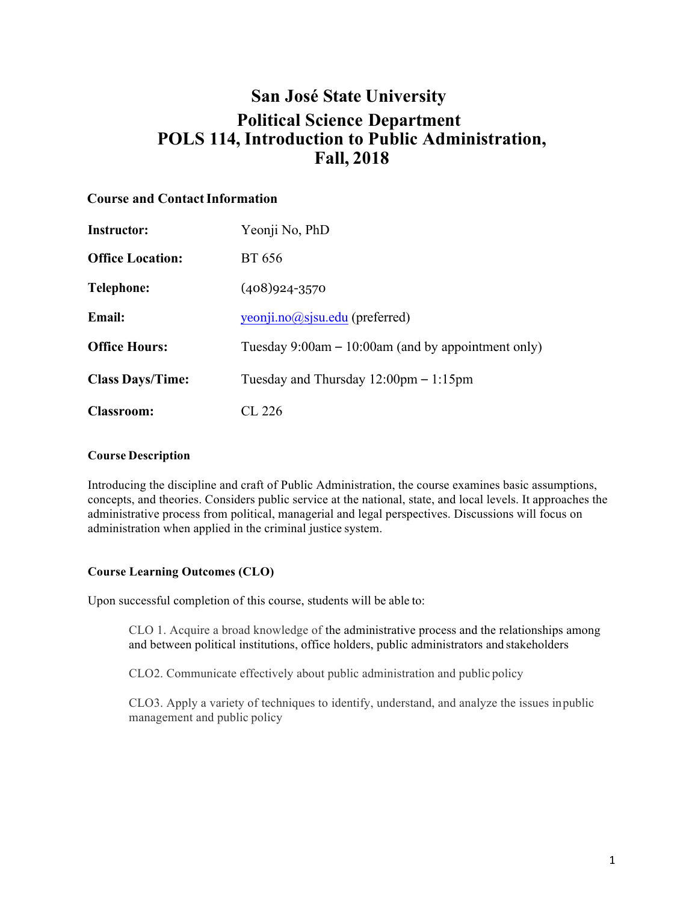# San José State University
# Political Science Department
# POLS 114, Introduction to Public Administration, Fall, 2018

## Course and Contact Information

| | |
|---|---|
| **Instructor:** | Yeonji No, PhD |
| **Office Location:** | BT 656 |
| **Telephone:** | (408)924-3570 |
| **Email:** | yeonji.no@sjsu.edu (preferred) |
| **Office Hours:** | Tuesday 9:00am – 10:00am (and by appointment only) |
| **Class Days/Time:** | Tuesday and Thursday 12:00pm – 1:15pm |
| **Classroom:** | CL 226 |

### Course Description

Introducing the discipline and craft of Public Administration, the course examines basic assumptions, concepts, and theories. Considers public service at the national, state, and local levels. It approaches the administrative process from political, managerial and legal perspectives. Discussions will focus on administration when applied in the criminal justice system.

### Course Learning Outcomes (CLO)

Upon successful completion of this course, students will be able to:

CLO 1. Acquire a broad knowledge of the administrative process and the relationships among and between political institutions, office holders, public administrators and stakeholders

CLO2. Communicate effectively about public administration and public policy

CLO3. Apply a variety of techniques to identify, understand, and analyze the issues in public management and public policy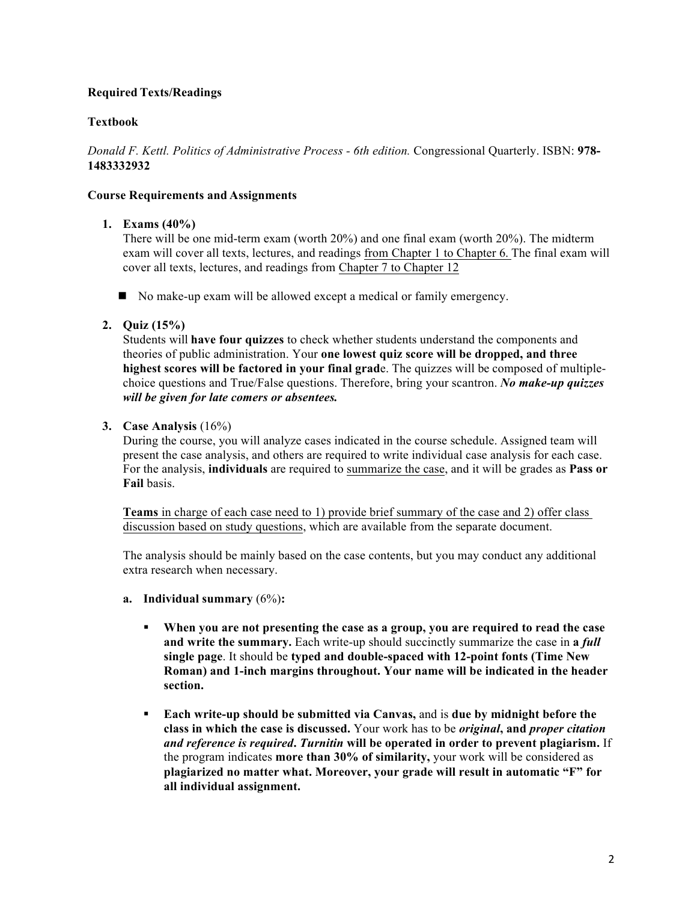**Required Texts/Readings**

**Textbook**

*Donald F. Kettl. Politics of Administrative Process - 6th edition.* Congressional Quarterly. ISBN: **978-1483332932**

**Course Requirements and Assignments**

1. **Exams (40%)**
   There will be one mid-term exam (worth 20%) and one final exam (worth 20%). The midterm exam will cover all texts, lectures, and readings from Chapter 1 to Chapter 6. The final exam will cover all texts, lectures, and readings from Chapter 7 to Chapter 12

   - No make-up exam will be allowed except a medical or family emergency.

2. **Quiz (15%)**
   Students will **have four quizzes** to check whether students understand the components and theories of public administration. Your **one lowest quiz score will be dropped, and three highest scores will be factored in your final grad**e. The quizzes will be composed of multiple-choice questions and True/False questions. Therefore, bring your scantron. ***No make-up quizzes will be given for late comers or absentees.***

3. **Case Analysis** (16%)
   During the course, you will analyze cases indicated in the course schedule. Assigned team will present the case analysis, and others are required to write individual case analysis for each case. For the analysis, **individuals** are required to summarize the case, and it will be grades as **Pass or Fail** basis.

   **Teams** in charge of each case need to 1) provide brief summary of the case and 2) offer class discussion based on study questions, which are available from the separate document.

   The analysis should be mainly based on the case contents, but you may conduct any additional extra research when necessary.

   a. **Individual summary** (6%)**:**

      - **When you are not presenting the case as a group, you are required to read the case and write the summary.** Each write-up should succinctly summarize the case in **a *full* single page**. It should be **typed and double-spaced with 12-point fonts (Time New Roman) and 1-inch margins throughout. Your name will be indicated in the header section.**

      - **Each write-up should be submitted via Canvas,** and is **due by midnight before the class in which the case is discussed.** Your work has to be ***original*, and *proper citation and reference is required*. *Turnitin* will be operated in order to prevent plagiarism.** If the program indicates **more than 30% of similarity,** your work will be considered as **plagiarized no matter what. Moreover, your grade will result in automatic "F" for all individual assignment.**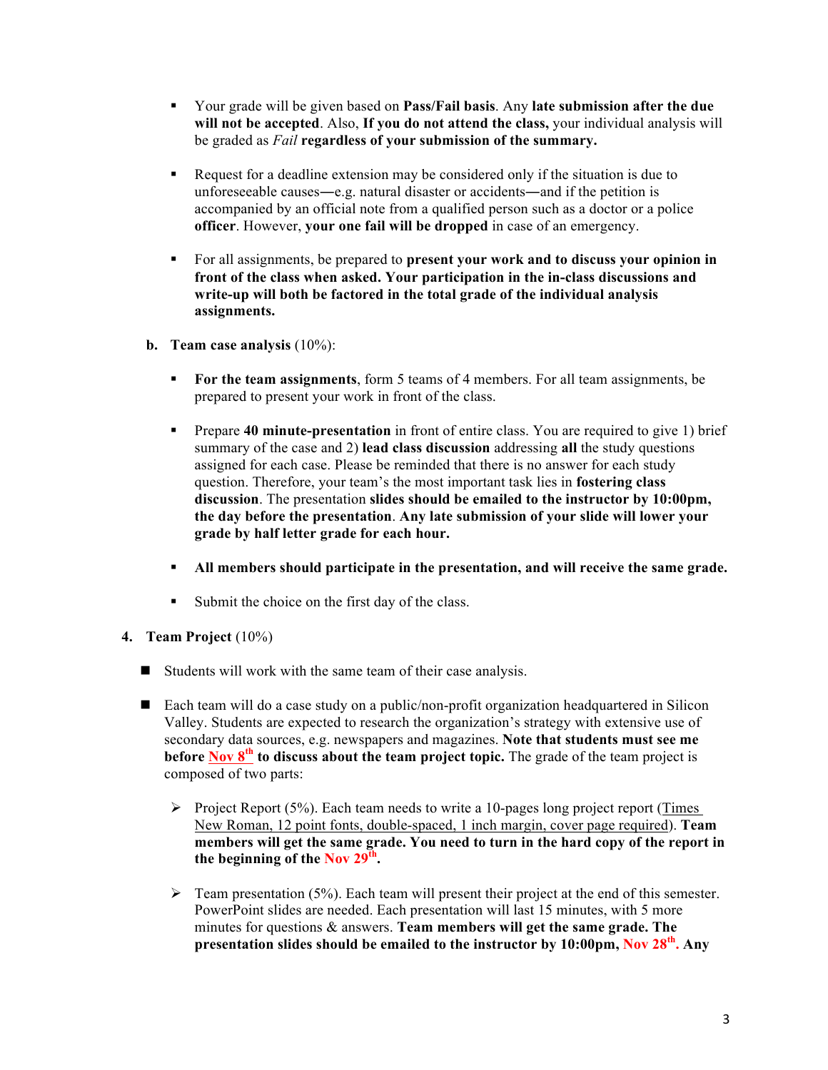- Your grade will be given based on **Pass/Fail basis**. Any **late submission after the due will not be accepted**. Also, **If you do not attend the class,** your individual analysis will be graded as *Fail* **regardless of your submission of the summary.**

- Request for a deadline extension may be considered only if the situation is due to unforeseeable causes—e.g. natural disaster or accidents—and if the petition is accompanied by an official note from a qualified person such as a doctor or a police **officer**. However, **your one fail will be dropped** in case of an emergency.

- For all assignments, be prepared to **present your work and to discuss your opinion in front of the class when asked. Your participation in the in-class discussions and write-up will both be factored in the total grade of the individual analysis assignments.**

**b. Team case analysis** (10%):

- **For the team assignments**, form 5 teams of 4 members. For all team assignments, be prepared to present your work in front of the class.

- Prepare **40 minute-presentation** in front of entire class. You are required to give 1) brief summary of the case and 2) **lead class discussion** addressing **all** the study questions assigned for each case. Please be reminded that there is no answer for each study question. Therefore, your team's the most important task lies in **fostering class discussion**. The presentation **slides should be emailed to the instructor by 10:00pm, the day before the presentation**. **Any late submission of your slide will lower your grade by half letter grade for each hour.**

- **All members should participate in the presentation, and will receive the same grade.**

- Submit the choice on the first day of the class.

**4. Team Project** (10%)

- Students will work with the same team of their case analysis.

- Each team will do a case study on a public/non-profit organization headquartered in Silicon Valley. Students are expected to research the organization's strategy with extensive use of secondary data sources, e.g. newspapers and magazines. **Note that students must see me before Nov 8th to discuss about the team project topic.** The grade of the team project is composed of two parts:

  - Project Report (5%). Each team needs to write a 10-pages long project report (Times New Roman, 12 point fonts, double-spaced, 1 inch margin, cover page required). **Team members will get the same grade. You need to turn in the hard copy of the report in the beginning of the Nov 29th.**

  - Team presentation (5%). Each team will present their project at the end of this semester. PowerPoint slides are needed. Each presentation will last 15 minutes, with 5 more minutes for questions & answers. **Team members will get the same grade. The presentation slides should be emailed to the instructor by 10:00pm, Nov 28th. Any**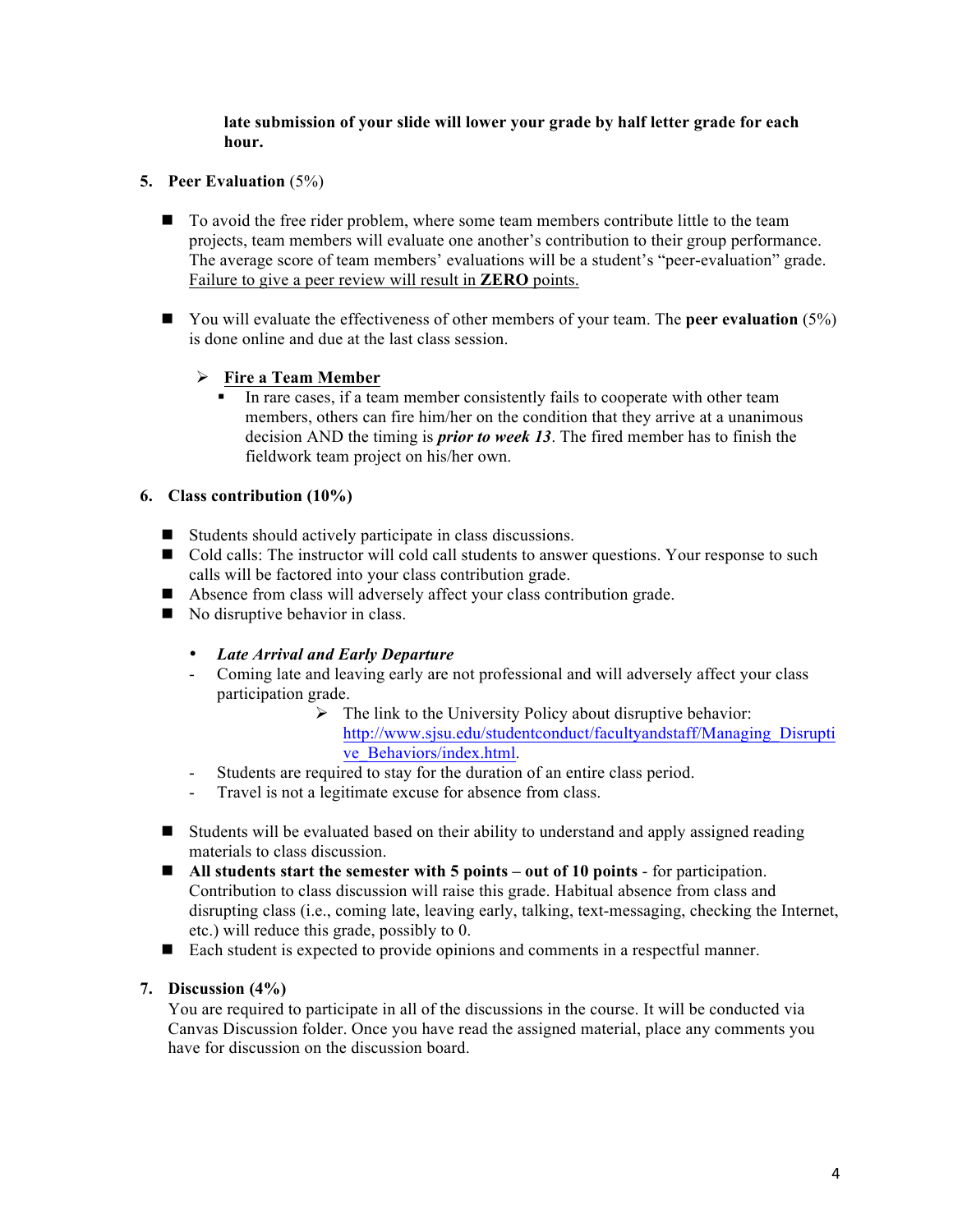**late submission of your slide will lower your grade by half letter grade for each hour.**

5. **Peer Evaluation** (5%)

- To avoid the free rider problem, where some team members contribute little to the team projects, team members will evaluate one another's contribution to their group performance. The average score of team members' evaluations will be a student's "peer-evaluation" grade. <u>Failure to give a peer review will result in **ZERO** points.</u>

- You will evaluate the effectiveness of other members of your team. The **peer evaluation** (5%) is done online and due at the last class session.

  - <u>Fire a Team Member</u>
    - In rare cases, if a team member consistently fails to cooperate with other team members, others can fire him/her on the condition that they arrive at a unanimous decision AND the timing is ***prior to week 13***. The fired member has to finish the fieldwork team project on his/her own.

6. **Class contribution (10%)**

- Students should actively participate in class discussions.
- Cold calls: The instructor will cold call students to answer questions. Your response to such calls will be factored into your class contribution grade.
- Absence from class will adversely affect your class contribution grade.
- No disruptive behavior in class.

  - ***Late Arrival and Early Departure***
  - Coming late and leaving early are not professional and will adversely affect your class participation grade.
    - The link to the University Policy about disruptive behavior: http://www.sjsu.edu/studentconduct/facultyandstaff/Managing_Disruptive_Behaviors/index.html.
  - Students are required to stay for the duration of an entire class period.
  - Travel is not a legitimate excuse for absence from class.

- Students will be evaluated based on their ability to understand and apply assigned reading materials to class discussion.
- **All students start the semester with 5 points – out of 10 points** - for participation. Contribution to class discussion will raise this grade. Habitual absence from class and disrupting class (i.e., coming late, leaving early, talking, text-messaging, checking the Internet, etc.) will reduce this grade, possibly to 0.
- Each student is expected to provide opinions and comments in a respectful manner.

7. **Discussion (4%)**

You are required to participate in all of the discussions in the course. It will be conducted via Canvas Discussion folder. Once you have read the assigned material, place any comments you have for discussion on the discussion board.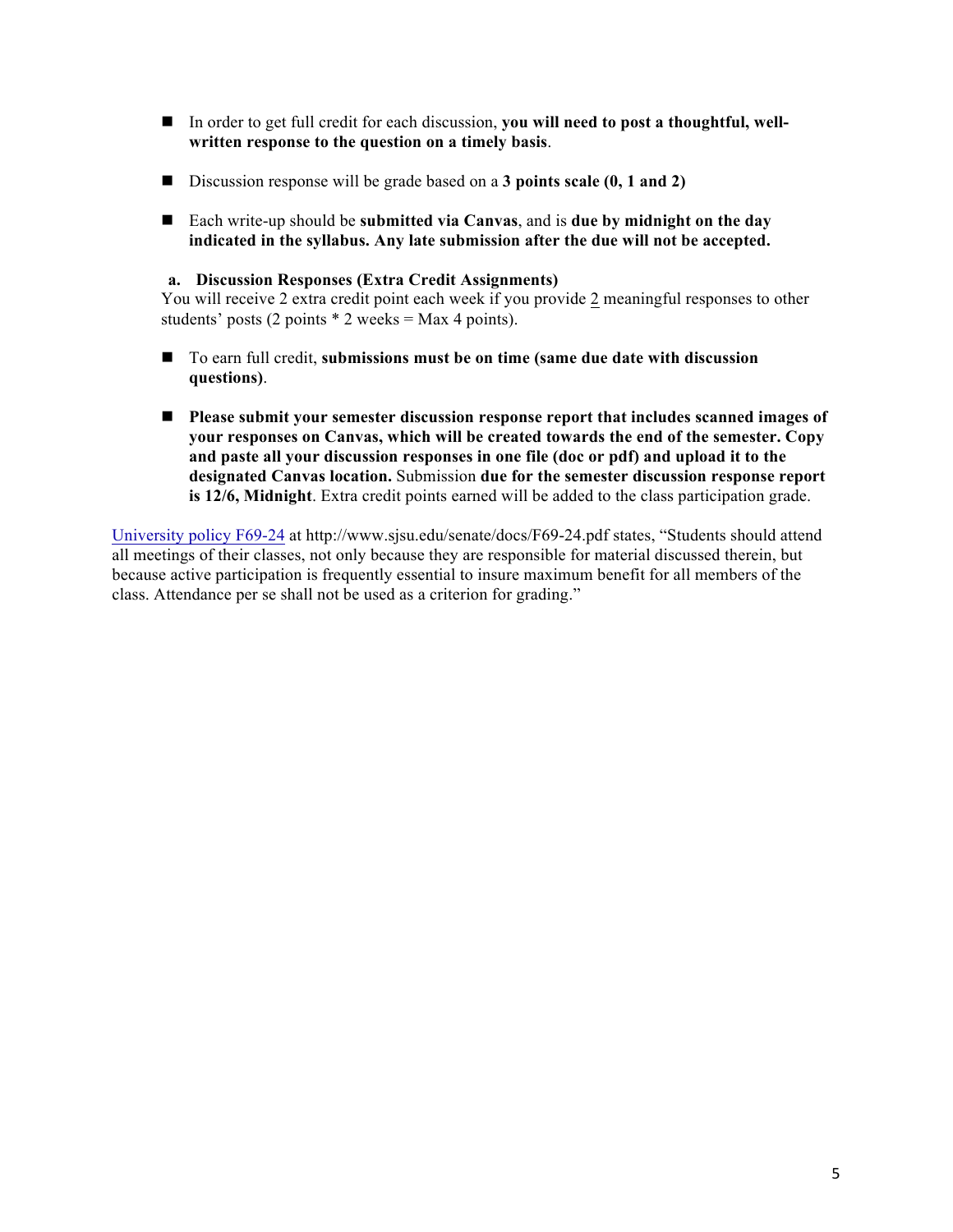- In order to get full credit for each discussion, **you will need to post a thoughtful, well-written response to the question on a timely basis**.
- Discussion response will be grade based on a **3 points scale (0, 1 and 2)**
- Each write-up should be **submitted via Canvas**, and is **due by midnight on the day indicated in the syllabus. Any late submission after the due will not be accepted.**

**a. Discussion Responses (Extra Credit Assignments)**

You will receive 2 extra credit point each week if you provide 2 meaningful responses to other students' posts (2 points * 2 weeks = Max 4 points).

- To earn full credit, **submissions must be on time (same due date with discussion questions)**.
- **Please submit your semester discussion response report that includes scanned images of your responses on Canvas, which will be created towards the end of the semester. Copy and paste all your discussion responses in one file (doc or pdf) and upload it to the designated Canvas location.** Submission **due for the semester discussion response report is 12/6, Midnight**. Extra credit points earned will be added to the class participation grade.

University policy F69-24 at http://www.sjsu.edu/senate/docs/F69-24.pdf states, "Students should attend all meetings of their classes, not only because they are responsible for material discussed therein, but because active participation is frequently essential to insure maximum benefit for all members of the class. Attendance per se shall not be used as a criterion for grading."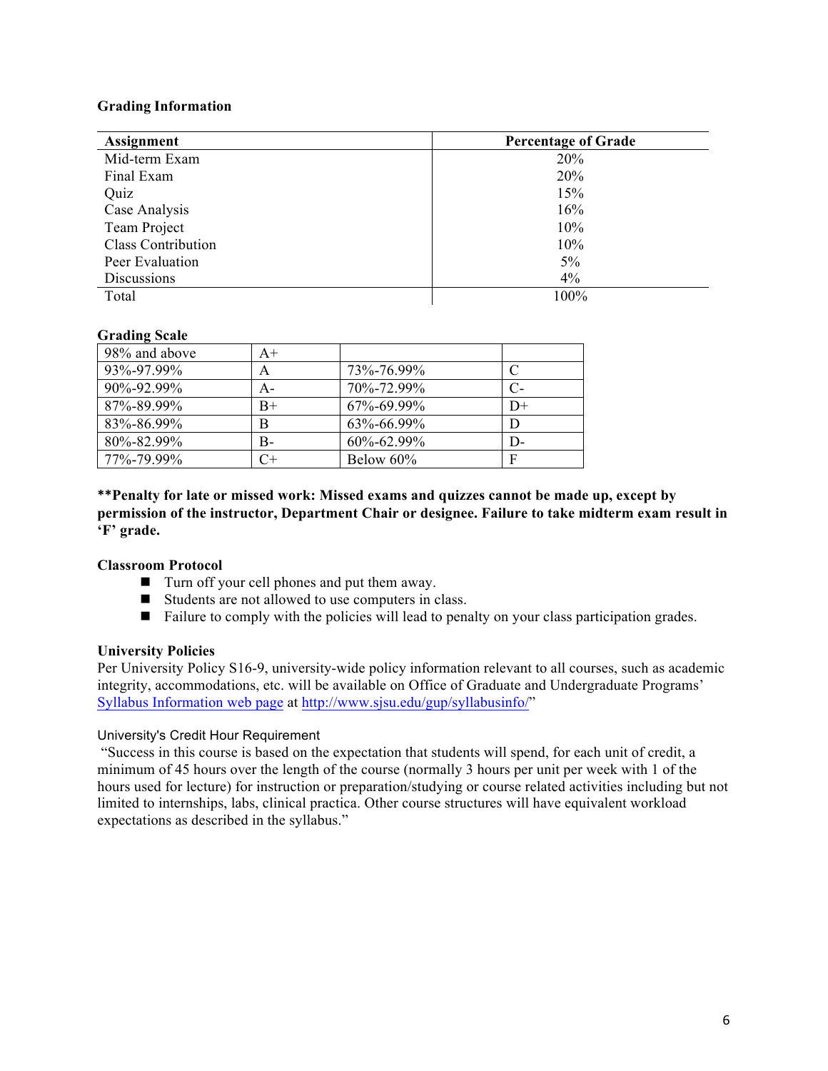### Grading Information

| Assignment | Percentage of Grade |
|---|---|
| Mid-term Exam | 20% |
| Final Exam | 20% |
| Quiz | 15% |
| Case Analysis | 16% |
| Team Project | 10% |
| Class Contribution | 10% |
| Peer Evaluation | 5% |
| Discussions | 4% |
| Total | 100% |

### Grading Scale

| | | | |
|---|---|---|---|
| 98% and above | A+ | | |
| 93%-97.99% | A | 73%-76.99% | C |
| 90%-92.99% | A- | 70%-72.99% | C- |
| 87%-89.99% | B+ | 67%-69.99% | D+ |
| 83%-86.99% | B | 63%-66.99% | D |
| 80%-82.99% | B- | 60%-62.99% | D- |
| 77%-79.99% | C+ | Below 60% | F |

**\*\*Penalty for late or missed work: Missed exams and quizzes cannot be made up, except by permission of the instructor, Department Chair or designee. Failure to take midterm exam result in 'F' grade.**

### Classroom Protocol

- Turn off your cell phones and put them away.
- Students are not allowed to use computers in class.
- Failure to comply with the policies will lead to penalty on your class participation grades.

### University Policies

Per University Policy S16-9, university-wide policy information relevant to all courses, such as academic integrity, accommodations, etc. will be available on Office of Graduate and Undergraduate Programs' [Syllabus Information web page](http://www.sjsu.edu/gup/syllabusinfo/) at http://www.sjsu.edu/gup/syllabusinfo/"

#### University's Credit Hour Requirement

"Success in this course is based on the expectation that students will spend, for each unit of credit, a minimum of 45 hours over the length of the course (normally 3 hours per unit per week with 1 of the hours used for lecture) for instruction or preparation/studying or course related activities including but not limited to internships, labs, clinical practica. Other course structures will have equivalent workload expectations as described in the syllabus."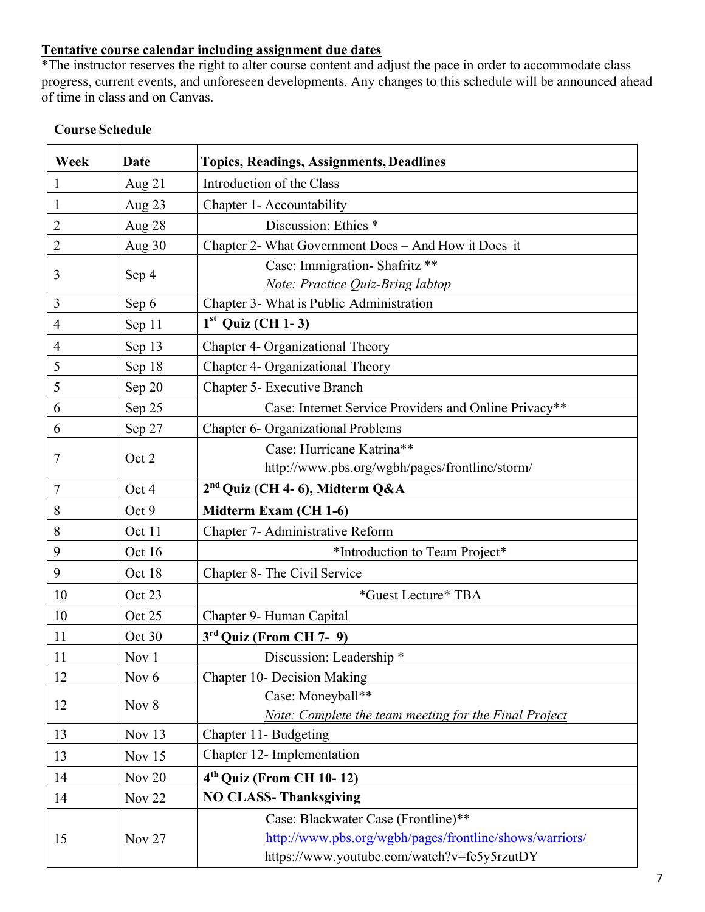**Tentative course calendar including assignment due dates**

*The instructor reserves the right to alter course content and adjust the pace in order to accommodate class progress, current events, and unforeseen developments. Any changes to this schedule will be announced ahead of time in class and on Canvas.

**Course Schedule**

| Week | Date | Topics, Readings, Assignments, Deadlines |
|---|---|---|
| 1 | Aug 21 | Introduction of the Class |
| 1 | Aug 23 | Chapter 1- Accountability |
| 2 | Aug 28 | Discussion: Ethics * |
| 2 | Aug 30 | Chapter 2- What Government Does – And How it Does it |
| 3 | Sep 4 | Case: Immigration- Shafritz ** <br> *Note: Practice Quiz-Bring labtop* |
| 3 | Sep 6 | Chapter 3- What is Public Administration |
| 4 | Sep 11 | **1st Quiz (CH 1- 3)** |
| 4 | Sep 13 | Chapter 4- Organizational Theory |
| 5 | Sep 18 | Chapter 4- Organizational Theory |
| 5 | Sep 20 | Chapter 5- Executive Branch |
| 6 | Sep 25 | Case: Internet Service Providers and Online Privacy** |
| 6 | Sep 27 | Chapter 6- Organizational Problems |
| 7 | Oct 2 | Case: Hurricane Katrina** <br> http://www.pbs.org/wgbh/pages/frontline/storm/ |
| 7 | Oct 4 | **2nd Quiz (CH 4- 6), Midterm Q&A** |
| 8 | Oct 9 | **Midterm Exam (CH 1-6)** |
| 8 | Oct 11 | Chapter 7- Administrative Reform |
| 9 | Oct 16 | *Introduction to Team Project* |
| 9 | Oct 18 | Chapter 8- The Civil Service |
| 10 | Oct 23 | *Guest Lecture* TBA |
| 10 | Oct 25 | Chapter 9- Human Capital |
| 11 | Oct 30 | **3rd Quiz (From CH 7- 9)** |
| 11 | Nov 1 | Discussion: Leadership * |
| 12 | Nov 6 | Chapter 10- Decision Making |
| 12 | Nov 8 | Case: Moneyball** <br> *Note: Complete the team meeting for the Final Project* |
| 13 | Nov 13 | Chapter 11- Budgeting |
| 13 | Nov 15 | Chapter 12- Implementation |
| 14 | Nov 20 | **4th Quiz (From CH 10- 12)** |
| 14 | Nov 22 | **NO CLASS- Thanksgiving** |
| 15 | Nov 27 | Case: Blackwater Case (Frontline)** <br> http://www.pbs.org/wgbh/pages/frontline/shows/warriors/ <br> https://www.youtube.com/watch?v=fe5y5rzutDY |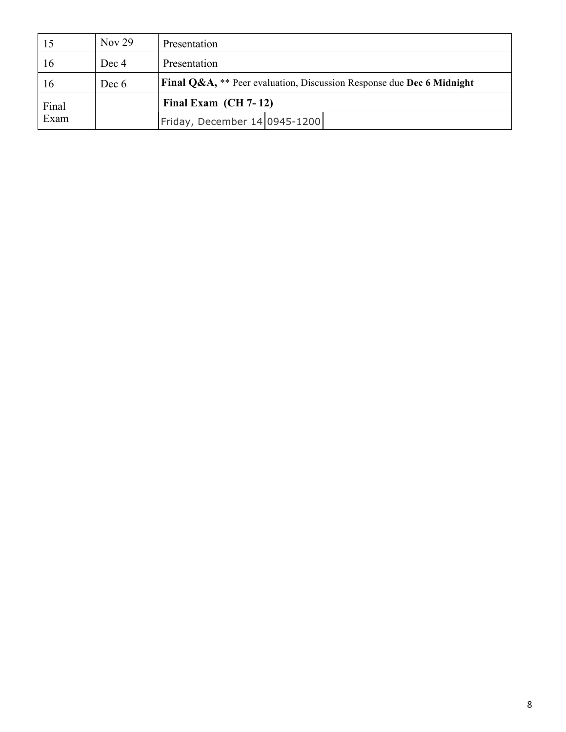| | | |
|---|---|---|
| 15 | Nov 29 | Presentation |
| 16 | Dec 4 | Presentation |
| 16 | Dec 6 | **Final Q&A,** ** Peer evaluation, Discussion Response due **Dec 6 Midnight** |
| Final Exam | | **Final Exam (CH 7- 12)** |
| | | Friday, December 14 0945-1200 |